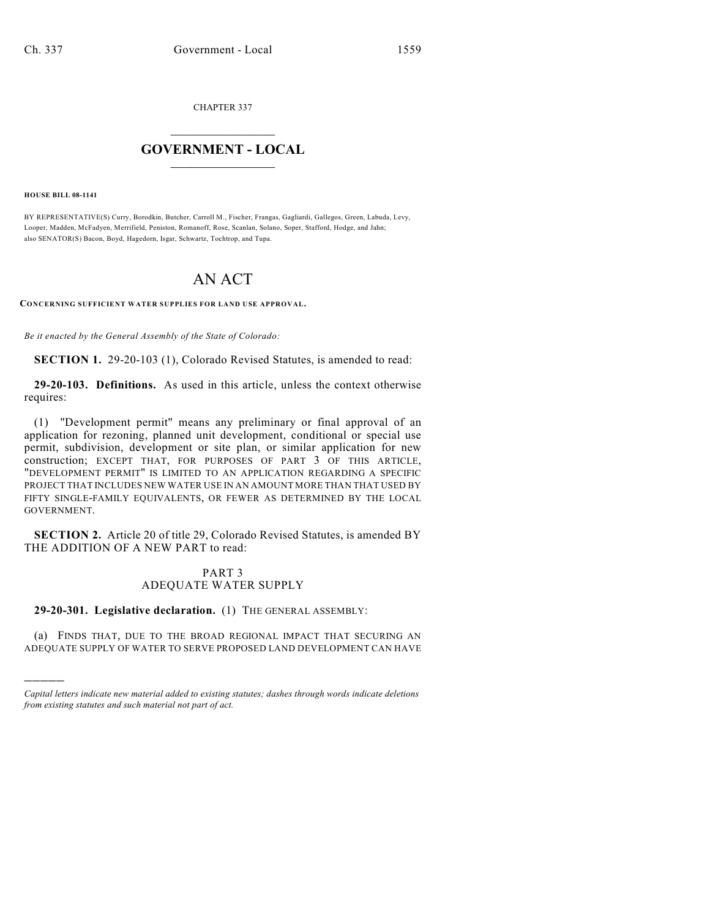CHAPTER 337

# GOVERNMENT - LOCAL

**HOUSE BILL 08-1141**

BY REPRESENTATIVE(S) Curry, Borodkin, Butcher, Carroll M., Fischer, Frangas, Gagliardi, Gallegos, Green, Labuda, Levy, Looper, Madden, McFadyen, Merrifield, Peniston, Romanoff, Rose, Scanlan, Solano, Soper, Stafford, Hodge, and Jahn; also SENATOR(S) Bacon, Boyd, Hagedorn, Isgar, Schwartz, Tochtrop, and Tupa.

# AN ACT

**CONCERNING SUFFICIENT WATER SUPPLIES FOR LAND USE APPROVAL.**

*Be it enacted by the General Assembly of the State of Colorado:*

**SECTION 1.** 29-20-103 (1), Colorado Revised Statutes, is amended to read:

**29-20-103. Definitions.** As used in this article, unless the context otherwise requires:

(1) "Development permit" means any preliminary or final approval of an application for rezoning, planned unit development, conditional or special use permit, subdivision, development or site plan, or similar application for new construction; EXCEPT THAT, FOR PURPOSES OF PART 3 OF THIS ARTICLE, "DEVELOPMENT PERMIT" IS LIMITED TO AN APPLICATION REGARDING A SPECIFIC PROJECT THAT INCLUDES NEW WATER USE IN AN AMOUNT MORE THAN THAT USED BY FIFTY SINGLE-FAMILY EQUIVALENTS, OR FEWER AS DETERMINED BY THE LOCAL GOVERNMENT.

**SECTION 2.** Article 20 of title 29, Colorado Revised Statutes, is amended BY THE ADDITION OF A NEW PART to read:

PART 3
ADEQUATE WATER SUPPLY

**29-20-301. Legislative declaration.** (1) THE GENERAL ASSEMBLY:

(a) FINDS THAT, DUE TO THE BROAD REGIONAL IMPACT THAT SECURING AN ADEQUATE SUPPLY OF WATER TO SERVE PROPOSED LAND DEVELOPMENT CAN HAVE

*Capital letters indicate new material added to existing statutes; dashes through words indicate deletions from existing statutes and such material not part of act.*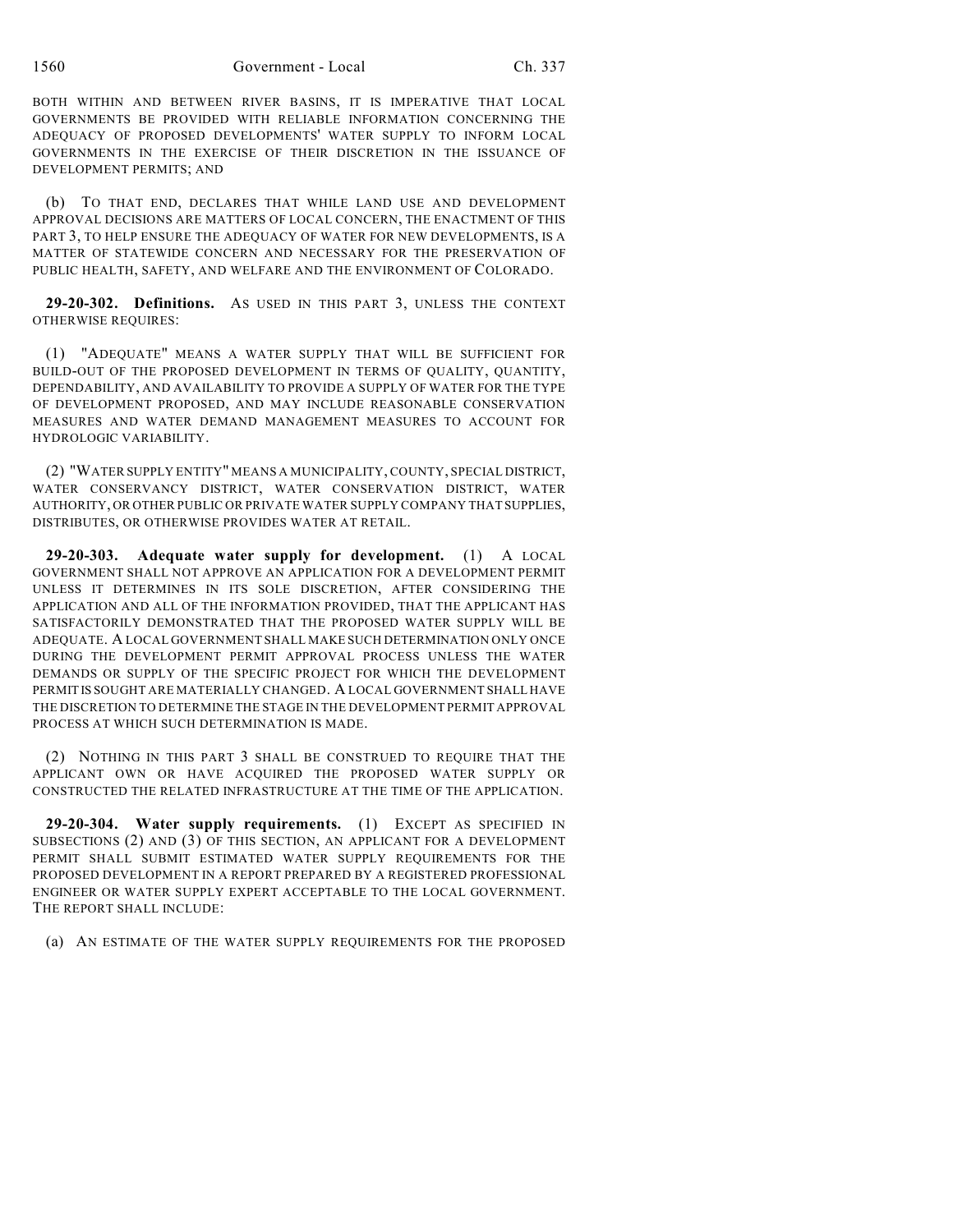BOTH WITHIN AND BETWEEN RIVER BASINS, IT IS IMPERATIVE THAT LOCAL GOVERNMENTS BE PROVIDED WITH RELIABLE INFORMATION CONCERNING THE ADEQUACY OF PROPOSED DEVELOPMENTS' WATER SUPPLY TO INFORM LOCAL GOVERNMENTS IN THE EXERCISE OF THEIR DISCRETION IN THE ISSUANCE OF DEVELOPMENT PERMITS; AND

(b) TO THAT END, DECLARES THAT WHILE LAND USE AND DEVELOPMENT APPROVAL DECISIONS ARE MATTERS OF LOCAL CONCERN, THE ENACTMENT OF THIS PART 3, TO HELP ENSURE THE ADEQUACY OF WATER FOR NEW DEVELOPMENTS, IS A MATTER OF STATEWIDE CONCERN AND NECESSARY FOR THE PRESERVATION OF PUBLIC HEALTH, SAFETY, AND WELFARE AND THE ENVIRONMENT OF COLORADO.

**29-20-302. Definitions.** AS USED IN THIS PART 3, UNLESS THE CONTEXT OTHERWISE REQUIRES:

(1) "ADEQUATE" MEANS A WATER SUPPLY THAT WILL BE SUFFICIENT FOR BUILD-OUT OF THE PROPOSED DEVELOPMENT IN TERMS OF QUALITY, QUANTITY, DEPENDABILITY, AND AVAILABILITY TO PROVIDE A SUPPLY OF WATER FOR THE TYPE OF DEVELOPMENT PROPOSED, AND MAY INCLUDE REASONABLE CONSERVATION MEASURES AND WATER DEMAND MANAGEMENT MEASURES TO ACCOUNT FOR HYDROLOGIC VARIABILITY.

(2) "WATER SUPPLY ENTITY" MEANS A MUNICIPALITY, COUNTY, SPECIAL DISTRICT, WATER CONSERVANCY DISTRICT, WATER CONSERVATION DISTRICT, WATER AUTHORITY, OR OTHER PUBLIC OR PRIVATE WATER SUPPLY COMPANY THAT SUPPLIES, DISTRIBUTES, OR OTHERWISE PROVIDES WATER AT RETAIL.

**29-20-303. Adequate water supply for development.** (1) A LOCAL GOVERNMENT SHALL NOT APPROVE AN APPLICATION FOR A DEVELOPMENT PERMIT UNLESS IT DETERMINES IN ITS SOLE DISCRETION, AFTER CONSIDERING THE APPLICATION AND ALL OF THE INFORMATION PROVIDED, THAT THE APPLICANT HAS SATISFACTORILY DEMONSTRATED THAT THE PROPOSED WATER SUPPLY WILL BE ADEQUATE. A LOCAL GOVERNMENT SHALL MAKE SUCH DETERMINATION ONLY ONCE DURING THE DEVELOPMENT PERMIT APPROVAL PROCESS UNLESS THE WATER DEMANDS OR SUPPLY OF THE SPECIFIC PROJECT FOR WHICH THE DEVELOPMENT PERMIT IS SOUGHT ARE MATERIALLY CHANGED. A LOCAL GOVERNMENT SHALL HAVE THE DISCRETION TO DETERMINE THE STAGE IN THE DEVELOPMENT PERMIT APPROVAL PROCESS AT WHICH SUCH DETERMINATION IS MADE.

(2) NOTHING IN THIS PART 3 SHALL BE CONSTRUED TO REQUIRE THAT THE APPLICANT OWN OR HAVE ACQUIRED THE PROPOSED WATER SUPPLY OR CONSTRUCTED THE RELATED INFRASTRUCTURE AT THE TIME OF THE APPLICATION.

**29-20-304. Water supply requirements.** (1) EXCEPT AS SPECIFIED IN SUBSECTIONS (2) AND (3) OF THIS SECTION, AN APPLICANT FOR A DEVELOPMENT PERMIT SHALL SUBMIT ESTIMATED WATER SUPPLY REQUIREMENTS FOR THE PROPOSED DEVELOPMENT IN A REPORT PREPARED BY A REGISTERED PROFESSIONAL ENGINEER OR WATER SUPPLY EXPERT ACCEPTABLE TO THE LOCAL GOVERNMENT. THE REPORT SHALL INCLUDE:

(a) AN ESTIMATE OF THE WATER SUPPLY REQUIREMENTS FOR THE PROPOSED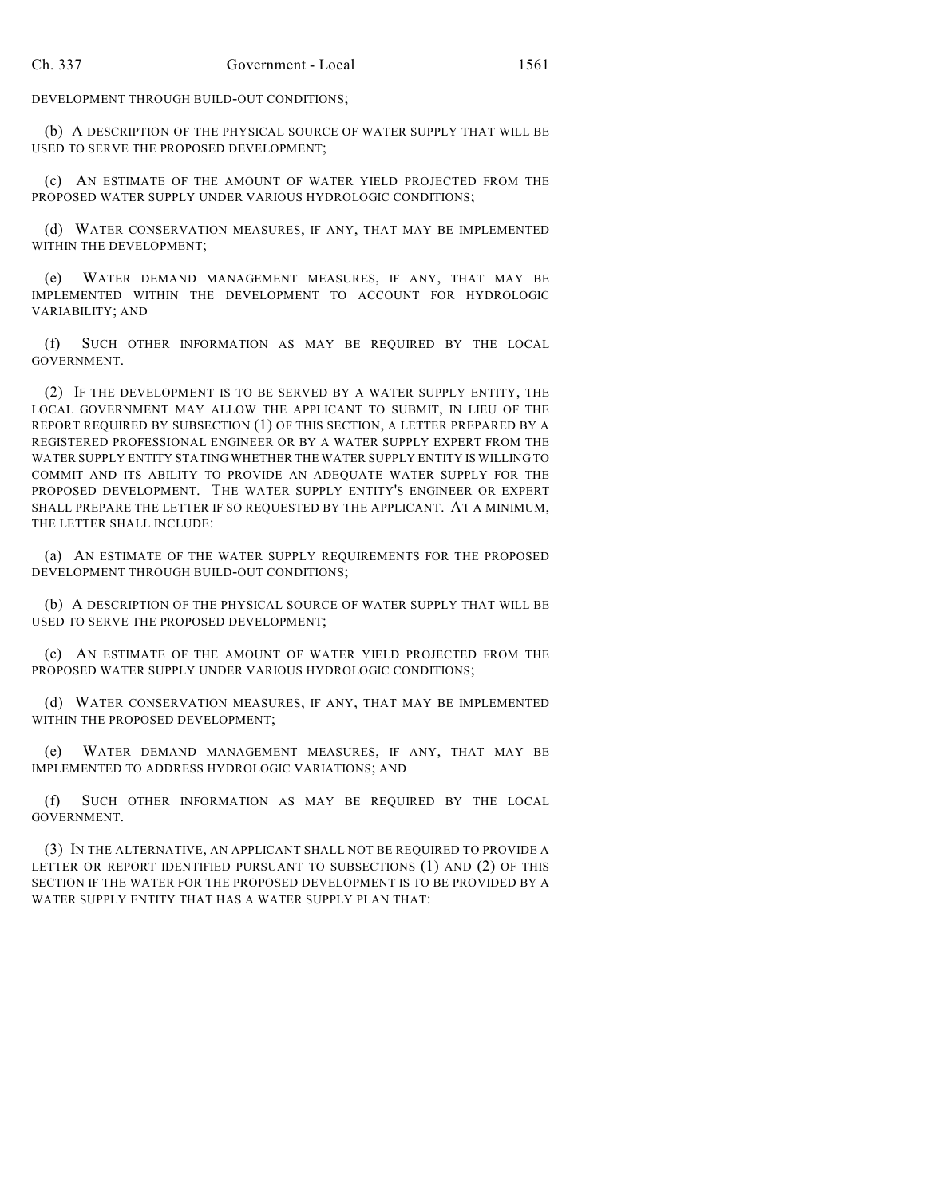DEVELOPMENT THROUGH BUILD-OUT CONDITIONS;

(b) A DESCRIPTION OF THE PHYSICAL SOURCE OF WATER SUPPLY THAT WILL BE USED TO SERVE THE PROPOSED DEVELOPMENT;

(c) AN ESTIMATE OF THE AMOUNT OF WATER YIELD PROJECTED FROM THE PROPOSED WATER SUPPLY UNDER VARIOUS HYDROLOGIC CONDITIONS;

(d) WATER CONSERVATION MEASURES, IF ANY, THAT MAY BE IMPLEMENTED WITHIN THE DEVELOPMENT;

(e) WATER DEMAND MANAGEMENT MEASURES, IF ANY, THAT MAY BE IMPLEMENTED WITHIN THE DEVELOPMENT TO ACCOUNT FOR HYDROLOGIC VARIABILITY; AND

(f) SUCH OTHER INFORMATION AS MAY BE REQUIRED BY THE LOCAL GOVERNMENT.

(2) IF THE DEVELOPMENT IS TO BE SERVED BY A WATER SUPPLY ENTITY, THE LOCAL GOVERNMENT MAY ALLOW THE APPLICANT TO SUBMIT, IN LIEU OF THE REPORT REQUIRED BY SUBSECTION (1) OF THIS SECTION, A LETTER PREPARED BY A REGISTERED PROFESSIONAL ENGINEER OR BY A WATER SUPPLY EXPERT FROM THE WATER SUPPLY ENTITY STATING WHETHER THE WATER SUPPLY ENTITY IS WILLING TO COMMIT AND ITS ABILITY TO PROVIDE AN ADEQUATE WATER SUPPLY FOR THE PROPOSED DEVELOPMENT. THE WATER SUPPLY ENTITY'S ENGINEER OR EXPERT SHALL PREPARE THE LETTER IF SO REQUESTED BY THE APPLICANT. AT A MINIMUM, THE LETTER SHALL INCLUDE:

(a) AN ESTIMATE OF THE WATER SUPPLY REQUIREMENTS FOR THE PROPOSED DEVELOPMENT THROUGH BUILD-OUT CONDITIONS;

(b) A DESCRIPTION OF THE PHYSICAL SOURCE OF WATER SUPPLY THAT WILL BE USED TO SERVE THE PROPOSED DEVELOPMENT;

(c) AN ESTIMATE OF THE AMOUNT OF WATER YIELD PROJECTED FROM THE PROPOSED WATER SUPPLY UNDER VARIOUS HYDROLOGIC CONDITIONS;

(d) WATER CONSERVATION MEASURES, IF ANY, THAT MAY BE IMPLEMENTED WITHIN THE PROPOSED DEVELOPMENT;

(e) WATER DEMAND MANAGEMENT MEASURES, IF ANY, THAT MAY BE IMPLEMENTED TO ADDRESS HYDROLOGIC VARIATIONS; AND

(f) SUCH OTHER INFORMATION AS MAY BE REQUIRED BY THE LOCAL GOVERNMENT.

(3) IN THE ALTERNATIVE, AN APPLICANT SHALL NOT BE REQUIRED TO PROVIDE A LETTER OR REPORT IDENTIFIED PURSUANT TO SUBSECTIONS (1) AND (2) OF THIS SECTION IF THE WATER FOR THE PROPOSED DEVELOPMENT IS TO BE PROVIDED BY A WATER SUPPLY ENTITY THAT HAS A WATER SUPPLY PLAN THAT: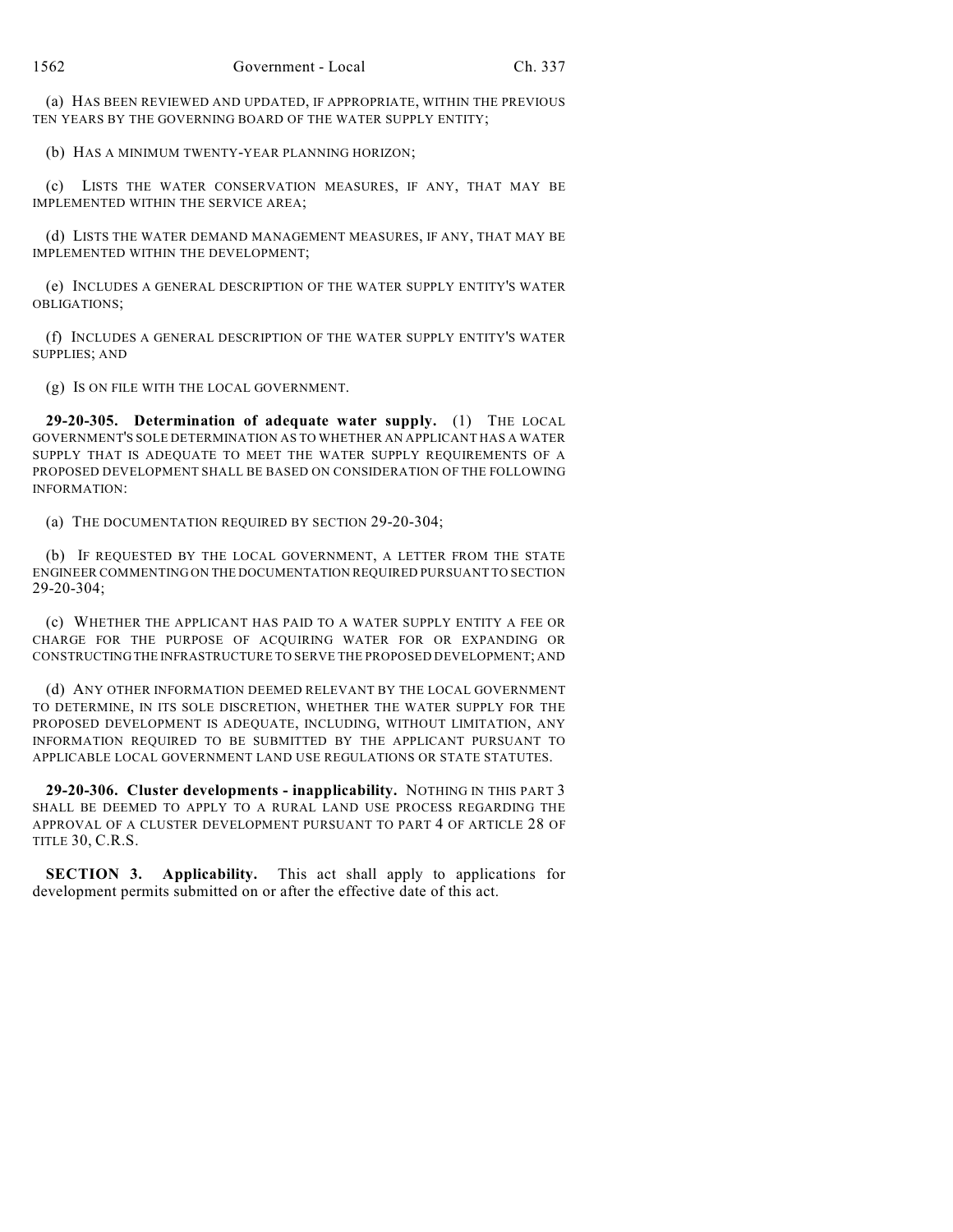(a) HAS BEEN REVIEWED AND UPDATED, IF APPROPRIATE, WITHIN THE PREVIOUS TEN YEARS BY THE GOVERNING BOARD OF THE WATER SUPPLY ENTITY;

(b) HAS A MINIMUM TWENTY-YEAR PLANNING HORIZON;

(c) LISTS THE WATER CONSERVATION MEASURES, IF ANY, THAT MAY BE IMPLEMENTED WITHIN THE SERVICE AREA;

(d) LISTS THE WATER DEMAND MANAGEMENT MEASURES, IF ANY, THAT MAY BE IMPLEMENTED WITHIN THE DEVELOPMENT;

(e) INCLUDES A GENERAL DESCRIPTION OF THE WATER SUPPLY ENTITY'S WATER OBLIGATIONS;

(f) INCLUDES A GENERAL DESCRIPTION OF THE WATER SUPPLY ENTITY'S WATER SUPPLIES; AND

(g) IS ON FILE WITH THE LOCAL GOVERNMENT.

**29-20-305. Determination of adequate water supply.** (1) THE LOCAL GOVERNMENT'S SOLE DETERMINATION AS TO WHETHER AN APPLICANT HAS A WATER SUPPLY THAT IS ADEQUATE TO MEET THE WATER SUPPLY REQUIREMENTS OF A PROPOSED DEVELOPMENT SHALL BE BASED ON CONSIDERATION OF THE FOLLOWING INFORMATION:

(a) THE DOCUMENTATION REQUIRED BY SECTION 29-20-304;

(b) IF REQUESTED BY THE LOCAL GOVERNMENT, A LETTER FROM THE STATE ENGINEER COMMENTING ON THE DOCUMENTATION REQUIRED PURSUANT TO SECTION 29-20-304;

(c) WHETHER THE APPLICANT HAS PAID TO A WATER SUPPLY ENTITY A FEE OR CHARGE FOR THE PURPOSE OF ACQUIRING WATER FOR OR EXPANDING OR CONSTRUCTING THE INFRASTRUCTURE TO SERVE THE PROPOSED DEVELOPMENT; AND

(d) ANY OTHER INFORMATION DEEMED RELEVANT BY THE LOCAL GOVERNMENT TO DETERMINE, IN ITS SOLE DISCRETION, WHETHER THE WATER SUPPLY FOR THE PROPOSED DEVELOPMENT IS ADEQUATE, INCLUDING, WITHOUT LIMITATION, ANY INFORMATION REQUIRED TO BE SUBMITTED BY THE APPLICANT PURSUANT TO APPLICABLE LOCAL GOVERNMENT LAND USE REGULATIONS OR STATE STATUTES.

**29-20-306. Cluster developments - inapplicability.** NOTHING IN THIS PART 3 SHALL BE DEEMED TO APPLY TO A RURAL LAND USE PROCESS REGARDING THE APPROVAL OF A CLUSTER DEVELOPMENT PURSUANT TO PART 4 OF ARTICLE 28 OF TITLE 30, C.R.S.

**SECTION 3. Applicability.** This act shall apply to applications for development permits submitted on or after the effective date of this act.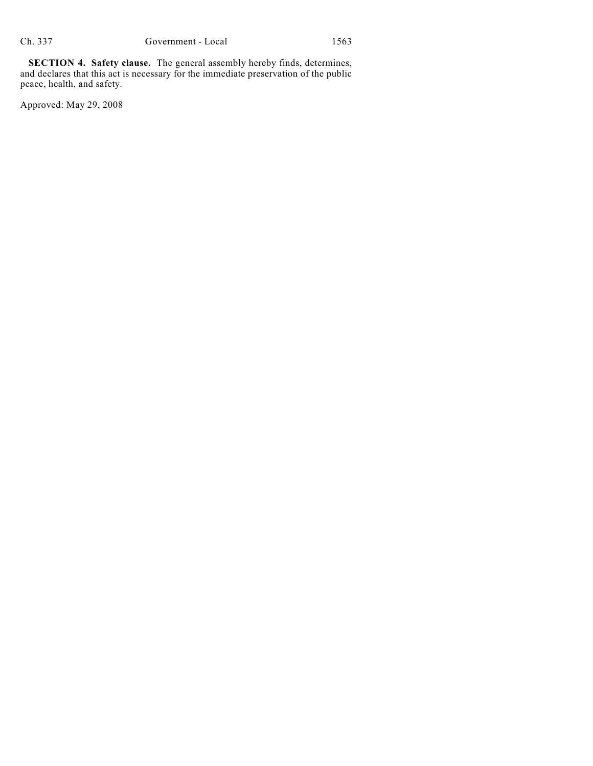**SECTION 4. Safety clause.** The general assembly hereby finds, determines, and declares that this act is necessary for the immediate preservation of the public peace, health, and safety.

Approved: May 29, 2008